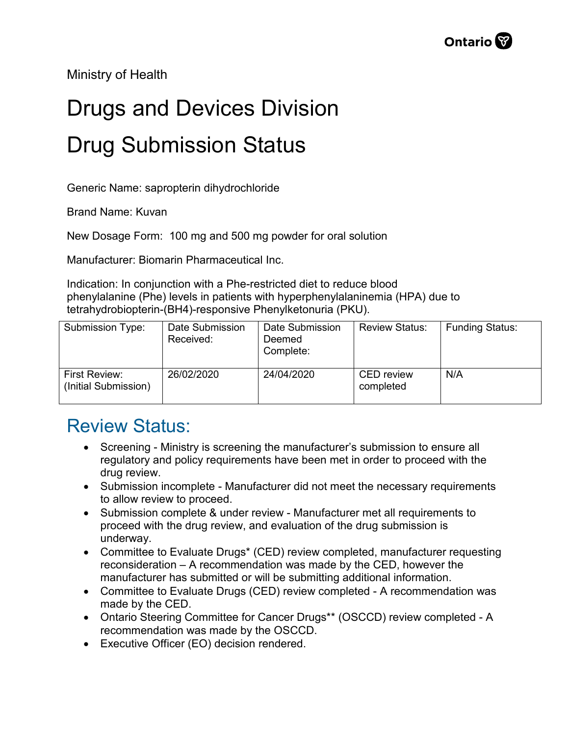Ministry of Health

# Drugs and Devices Division

# Drug Submission Status

Generic Name: sapropterin dihydrochloride

Brand Name: Kuvan

New Dosage Form: 100 mg and 500 mg powder for oral solution

Manufacturer: Biomarin Pharmaceutical Inc.

Indication: In conjunction with a Phe-restricted diet to reduce blood phenylalanine (Phe) levels in patients with hyperphenylalaninemia (HPA) due to tetrahydrobiopterin-(BH4)-responsive Phenylketonuria (PKU).

| Submission Type: | Date Submission Received: | Date Submission Deemed Complete: | Review Status: | Funding Status: |
|---|---|---|---|---|
| First Review: (Initial Submission) | 26/02/2020 | 24/04/2020 | CED review completed | N/A |

## Review Status:

- Screening - Ministry is screening the manufacturer's submission to ensure all regulatory and policy requirements have been met in order to proceed with the drug review.
- Submission incomplete - Manufacturer did not meet the necessary requirements to allow review to proceed.
- Submission complete & under review - Manufacturer met all requirements to proceed with the drug review, and evaluation of the drug submission is underway.
- Committee to Evaluate Drugs* (CED) review completed, manufacturer requesting reconsideration – A recommendation was made by the CED, however the manufacturer has submitted or will be submitting additional information.
- Committee to Evaluate Drugs (CED) review completed - A recommendation was made by the CED.
- Ontario Steering Committee for Cancer Drugs** (OSCCD) review completed - A recommendation was made by the OSCCD.
- Executive Officer (EO) decision rendered.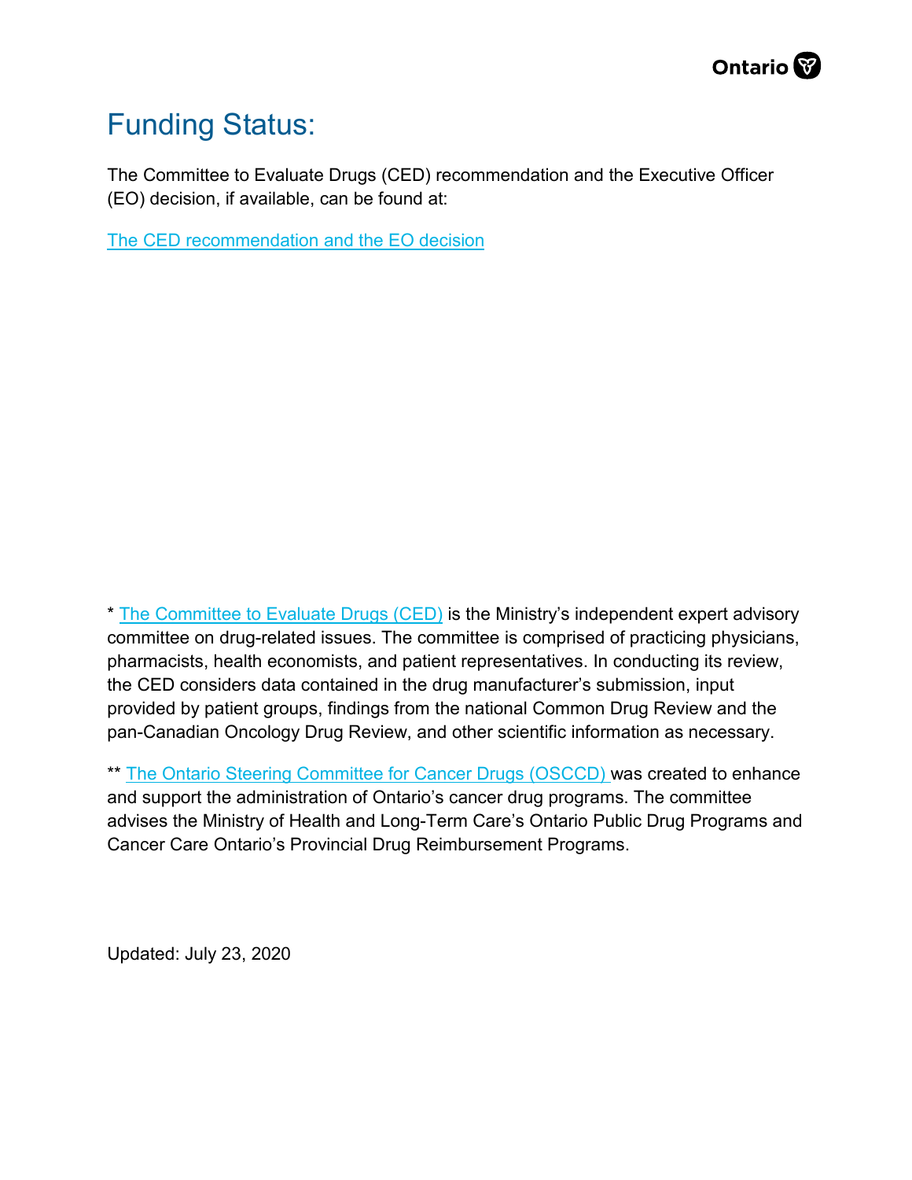# Funding Status:

The Committee to Evaluate Drugs (CED) recommendation and the Executive Officer (EO) decision, if available, can be found at:

The CED recommendation and the EO decision

* The Committee to Evaluate Drugs (CED) is the Ministry's independent expert advisory committee on drug-related issues. The committee is comprised of practicing physicians, pharmacists, health economists, and patient representatives. In conducting its review, the CED considers data contained in the drug manufacturer's submission, input provided by patient groups, findings from the national Common Drug Review and the pan-Canadian Oncology Drug Review, and other scientific information as necessary.

** The Ontario Steering Committee for Cancer Drugs (OSCCD) was created to enhance and support the administration of Ontario's cancer drug programs. The committee advises the Ministry of Health and Long-Term Care's Ontario Public Drug Programs and Cancer Care Ontario's Provincial Drug Reimbursement Programs.

Updated: July 23, 2020